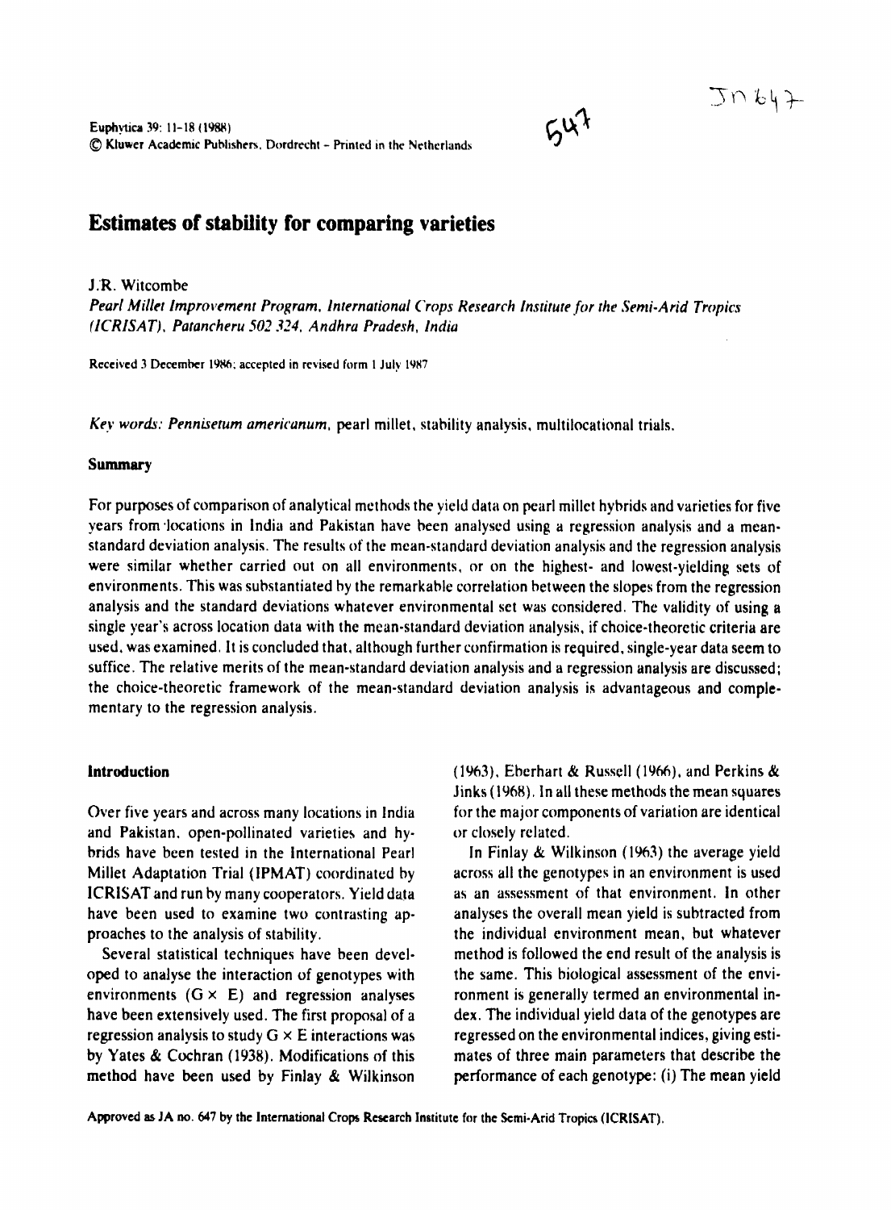# Estimates of stability for comparing varieties

J.R. Witcombe

*Pearl Millet Improvement Program, International Crops Research Institute for the Semi-Arid Tropics (ICRISAT), Patancheru 502 324, Andhra Pradesh, India*

Received 3 December 1986; accepted in revised form 1 July 1987

*Key words: Pennisetum americanum*, pearl millet, stability analysis, multilocational trials.

## Summary

For purposes of comparison of analytical methods the yield data on pearl millet hybrids and varieties for five years from locations in India and Pakistan have been analysed using a regression analysis and a mean-standard deviation analysis. The results of the mean-standard deviation analysis and the regression analysis were similar whether carried out on all environments, or on the highest- and lowest-yielding sets of environments. This was substantiated by the remarkable correlation between the slopes from the regression analysis and the standard deviations whatever environmental set was considered. The validity of using a single year's across location data with the mean-standard deviation analysis, if choice-theoretic criteria are used, was examined. It is concluded that, although further confirmation is required, single-year data seem to suffice. The relative merits of the mean-standard deviation analysis and a regression analysis are discussed; the choice-theoretic framework of the mean-standard deviation analysis is advantageous and complementary to the regression analysis.

## Introduction

Over five years and across many locations in India and Pakistan, open-pollinated varieties and hybrids have been tested in the International Pearl Millet Adaptation Trial (IPMAT) coordinated by ICRISAT and run by many cooperators. Yield data have been used to examine two contrasting approaches to the analysis of stability.

Several statistical techniques have been developed to analyse the interaction of genotypes with environments (G × E) and regression analyses have been extensively used. The first proposal of a regression analysis to study G × E interactions was by Yates & Cochran (1938). Modifications of this method have been used by Finlay & Wilkinson (1963), Eberhart & Russell (1966), and Perkins & Jinks (1968). In all these methods the mean squares for the major components of variation are identical or closely related.

In Finlay & Wilkinson (1963) the average yield across all the genotypes in an environment is used as an assessment of that environment. In other analyses the overall mean yield is subtracted from the individual environment mean, but whatever method is followed the end result of the analysis is the same. This biological assessment of the environment is generally termed an environmental index. The individual yield data of the genotypes are regressed on the environmental indices, giving estimates of three main parameters that describe the performance of each genotype: (i) The mean yield

Approved as JA no. 647 by the International Crops Research Institute for the Semi-Arid Tropics (ICRISAT).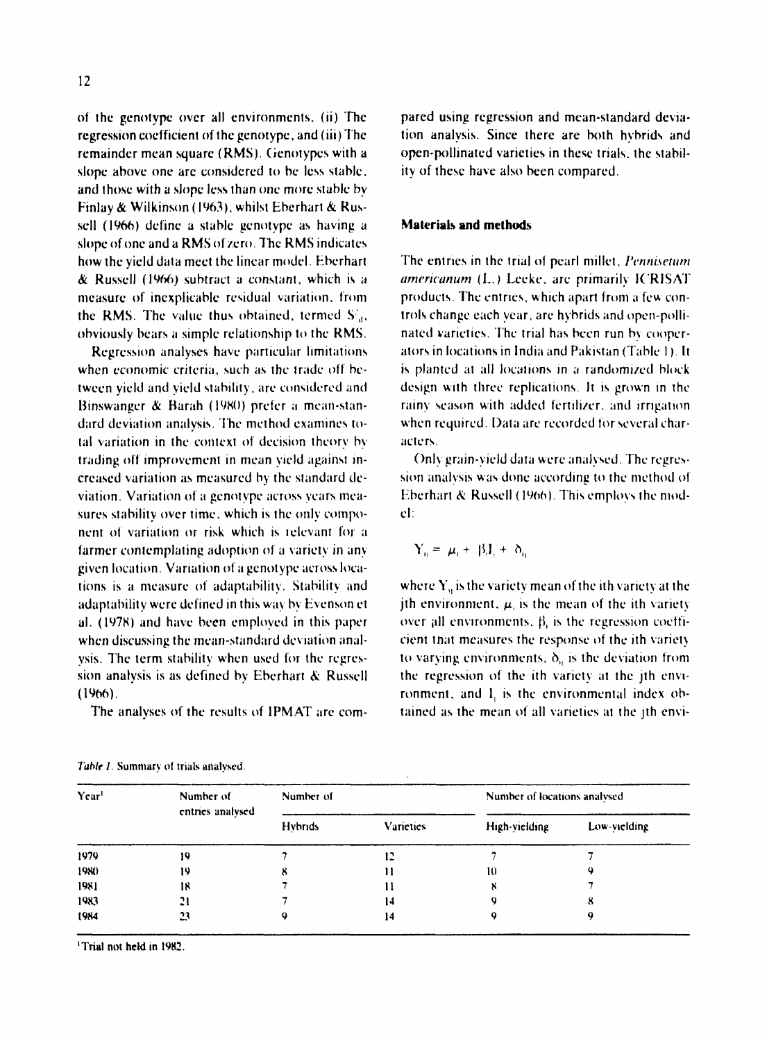of the genotype over all environments, (ii) The regression coefficient of the genotype, and (iii) The remainder mean square (RMS). Genotypes with a slope above one are considered to be less stable, and those with a slope less than one more stable by Finlay & Wilkinson (1963), whilst Eberhart & Russell (1966) define a stable genotype as having a slope of one and a RMS of zero. The RMS indicates how the yield data meet the linear model. Eberhart & Russell (1966) subtract a constant, which is a measure of inexplicable residual variation, from the RMS. The value thus obtained, termed $S^2_d$, obviously bears a simple relationship to the RMS.

Regression analyses have particular limitations when economic criteria, such as the trade off between yield and yield stability, are considered and Binswanger & Barah (1980) prefer a mean-standard deviation analysis. The method examines total variation in the context of decision theory by trading off improvement in mean yield against increased variation as measured by the standard deviation. Variation of a genotype across years measures stability over time, which is the only component of variation or risk which is relevant for a farmer contemplating adoption of a variety in any given location. Variation of a genotype across locations is a measure of adaptability. Stability and adaptability were defined in this way by Evenson et al. (1978) and have been employed in this paper when discussing the mean-standard deviation analysis. The term stability when used for the regression analysis is as defined by Eberhart & Russell (1966).

The analyses of the results of IPMAT are compared using regression and mean-standard deviation analysis. Since there are both hybrids and open-pollinated varieties in these trials, the stability of these have also been compared.

## Materials and methods

The entries in the trial of pearl millet, *Pennisetum americanum* (L.) Leeke, are primarily ICRISAT products. The entries, which apart from a few controls change each year, are hybrids and open-pollinated varieties. The trial has been run by cooperators in locations in India and Pakistan (Table 1). It is planted at all locations in a randomized block design with three replications. It is grown in the rainy season with added fertilizer, and irrigation when required. Data are recorded for several characters.

Only grain-yield data were analysed. The regression analysis was done according to the method of Eberhart & Russell (1966). This employs the model:

$$Y_{ij} = \mu_i + \beta_i I_j + \delta_{ij}$$

where $Y_{ij}$ is the variety mean of the ith variety at the jth environment, $\mu_i$ is the mean of the ith variety over all environments, $\beta_i$ is the regression coefficient that measures the response of the ith variety to varying environments, $\delta_{ij}$ is the deviation from the regression of the ith variety at the jth environment, and $I_j$ is the environmental index obtained as the mean of all varieties at the jth envi-

*Table 1.* Summary of trials analysed.

| Year[1] | Number of entries analysed | Number of | | Number of locations analysed | |
|---|---|---|---|---|---|
| | | Hybrids | Varieties | High-yielding | Low-yielding |
| 1979 | 19 | 7 | 12 | 7 | 7 |
| 1980 | 19 | 8 | 11 | 10 | 9 |
| 1981 | 18 | 7 | 11 | 8 | 7 |
| 1983 | 21 | 7 | 14 | 9 | 8 |
| 1984 | 23 | 9 | 14 | 9 | 9 |

[1]Trial not held in 1982.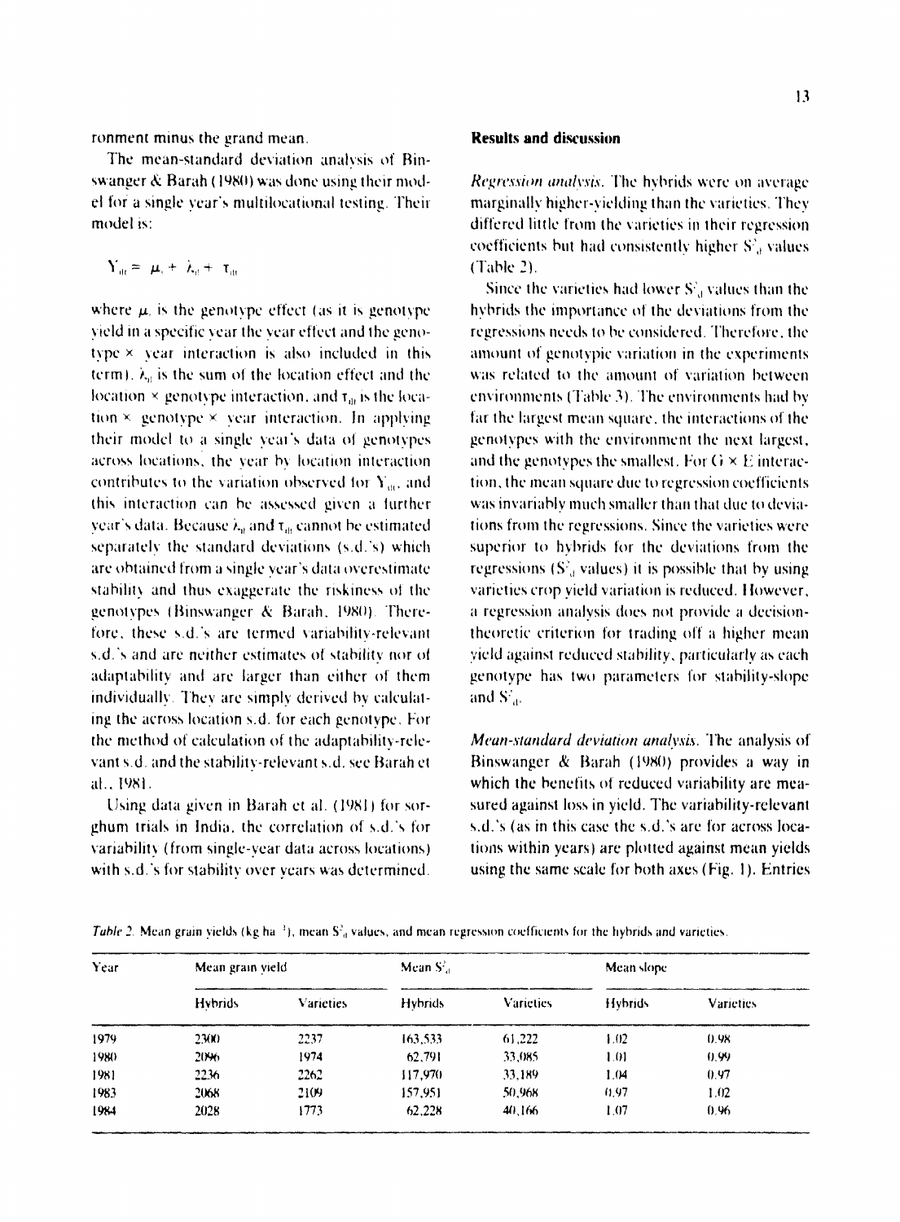ronment minus the grand mean.

The mean-standard deviation analysis of Binswanger & Barah (1980) was done using their model for a single year's multilocational testing. Their model is:

$$Y_{ijt} = \mu_i + \lambda_{ij} + \tau_{ijt}$$

where $\mu_i$ is the genotype effect (as it is genotype yield in a specific year the year effect and the genotype × year interaction is also included in this term). $\lambda_{ij}$ is the sum of the location effect and the location × genotype interaction, and $\tau_{ijt}$ is the location × genotype × year interaction. In applying their model to a single year's data of genotypes across locations, the year by location interaction contributes to the variation observed for $Y_{ijt}$, and this interaction can be assessed given a further year's data. Because $\lambda_{ij}$ and $\tau_{ijt}$ cannot be estimated separately the standard deviations (s.d.'s) which are obtained from a single year's data overestimate stability and thus exaggerate the riskiness of the genotypes (Binswanger & Barah, 1980). Therefore, these s.d.'s are termed variability-relevant s.d.'s and are neither estimates of stability nor of adaptability and are larger than either of them individually. They are simply derived by calculating the across location s.d. for each genotype. For the method of calculation of the adaptability-relevant s.d. and the stability-relevant s.d. see Barah et al., 1981.

Using data given in Barah et al. (1981) for sorghum trials in India, the correlation of s.d.'s for variability (from single-year data across locations) with s.d.'s for stability over years was determined.

## Results and discussion

*Regression analysis.* The hybrids were on average marginally higher-yielding than the varieties. They differed little from the varieties in their regression coefficients but had consistently higher $S^2_d$ values (Table 2).

Since the varieties had lower $S^2_d$ values than the hybrids the importance of the deviations from the regressions needs to be considered. Therefore, the amount of genotypic variation in the experiments was related to the amount of variation between environments (Table 3). The environments had by far the largest mean square, the interactions of the genotypes with the environment the next largest, and the genotypes the smallest. For G × E interaction, the mean square due to regression coefficients was invariably much smaller than that due to deviations from the regressions. Since the varieties were superior to hybrids for the deviations from the regressions ($S^2_d$ values) it is possible that by using varieties crop yield variation is reduced. However, a regression analysis does not provide a decision-theoretic criterion for trading off a higher mean yield against reduced stability, particularly as each genotype has two parameters for stability-slope and $S^2_d$.

*Mean-standard deviation analysis.* The analysis of Binswanger & Barah (1980) provides a way in which the benefits of reduced variability are measured against loss in yield. The variability-relevant s.d.'s (as in this case the s.d.'s are for across locations within years) are plotted against mean yields using the same scale for both axes (Fig. 1). Entries

*Table 2.* Mean grain yields (kg ha$^{-1}$), mean $S^2_d$ values, and mean regression coefficients for the hybrids and varieties.

| Year | Mean grain yield | | Mean $S^2_d$ | | Mean slope | |
|---|---|---|---|---|---|---|
| | Hybrids | Varieties | Hybrids | Varieties | Hybrids | Varieties |
| 1979 | 2300 | 2237 | 163,533 | 61,222 | 1.02 | 0.98 |
| 1980 | 2096 | 1974 | 62,791 | 33,085 | 1.01 | 0.99 |
| 1981 | 2236 | 2262 | 117,970 | 33,189 | 1.04 | 0.97 |
| 1983 | 2068 | 2109 | 157,951 | 50,968 | 0.97 | 1.02 |
| 1984 | 2028 | 1773 | 62,228 | 40,166 | 1.07 | 0.96 |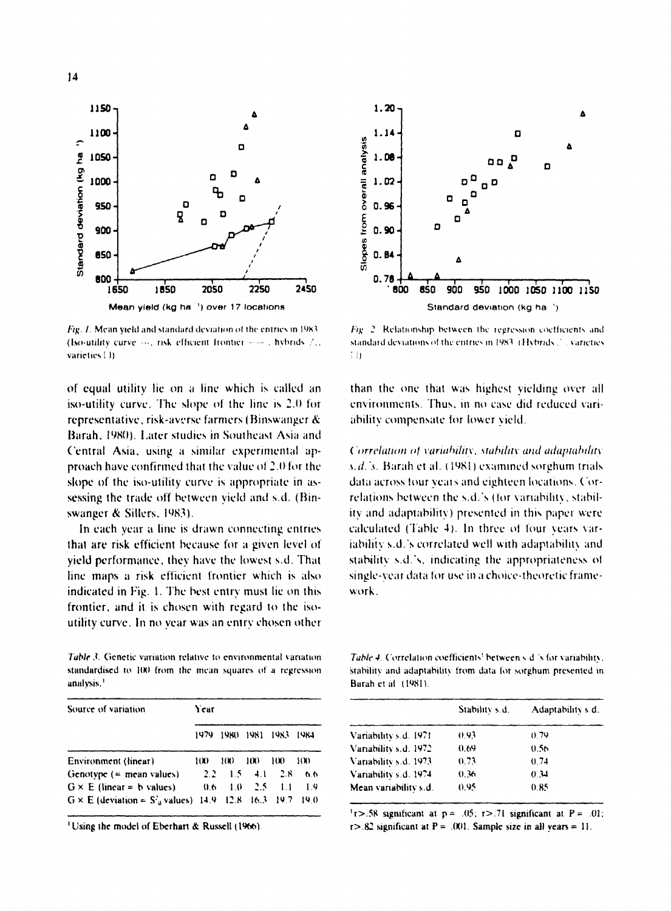*Fig. 1.* Mean yield and standard deviation of the entries in 1983 (Iso-utility curve ---, risk efficient frontier ——, hybrids △, varieties □)

*Fig. 2.* Relationship between the regression coefficients and standard deviations of the entries in 1983 (Hybrids △, varieties □)

of equal utility lie on a line which is called an iso-utility curve. The slope of the line is 2.0 for representative, risk-averse farmers (Binswanger & Barah, 1980). Later studies in Southeast Asia and Central Asia, using a similar experimental approach have confirmed that the value of 2.0 for the slope of the iso-utility curve is appropriate in assessing the trade off between yield and s.d. (Binswanger & Sillers, 1983).

In each year a line is drawn connecting entries that are risk efficient because for a given level of yield performance, they have the lowest s.d. That line maps a risk efficient frontier which is also indicated in Fig. 1. The best entry must lie on this frontier, and it is chosen with regard to the iso-utility curve. In no year was an entry chosen other than the one that was highest yielding over all environments. Thus, in no case did reduced variability compensate for lower yield.

*Correlation of variability, stability and adaptability s.d.'s.* Barah et al. (1981) examined sorghum trials data across four years and eighteen locations. Correlations between the s.d.'s (for variability, stability and adaptability) presented in this paper were calculated (Table 4). In three of four years variability s.d.'s correlated well with adaptability and stability s.d.'s, indicating the appropriateness of single-year data for use in a choice-theoretic framework.

*Table 3.* Genetic variation relative to environmental variation standardised to 100 from the mean squares of a regression analysis.[1]

| Source of variation | Year | | | | |
|---|---|---|---|---|---|
| | 1979 | 1980 | 1981 | 1983 | 1984 |
| Environment (linear) | 100 | 100 | 100 | 100 | 100 |
| Genotype (= mean values) | 2.2 | 1.5 | 4.1 | 2.8 | 6.6 |
| G × E (linear = b values) | 0.6 | 1.0 | 2.5 | 1.1 | 1.9 |
| G × E (deviation = $S^2_d$ values) | 14.9 | 12.8 | 16.3 | 19.7 | 19.0 |

[1] Using the model of Eberhart & Russell (1966).

*Table 4.* Correlation coefficients[1] between s.d.'s for variability, stability and adaptability from data for sorghum presented in Barah et al. (1981).

| | Stability s.d. | Adaptability s.d. |
|---|---|---|
| Variability s.d. 1971 | 0.93 | 0.79 |
| Variability s.d. 1972 | 0.69 | 0.56 |
| Variability s.d. 1973 | 0.73 | 0.74 |
| Variability s.d. 1974 | 0.36 | 0.34 |
| Mean variability s.d. | 0.95 | 0.85 |

[1] $r > .58$ significant at $p = .05$; $r > .71$ significant at $P = .01$; $r > .82$ significant at $P = .001$. Sample size in all years = 11.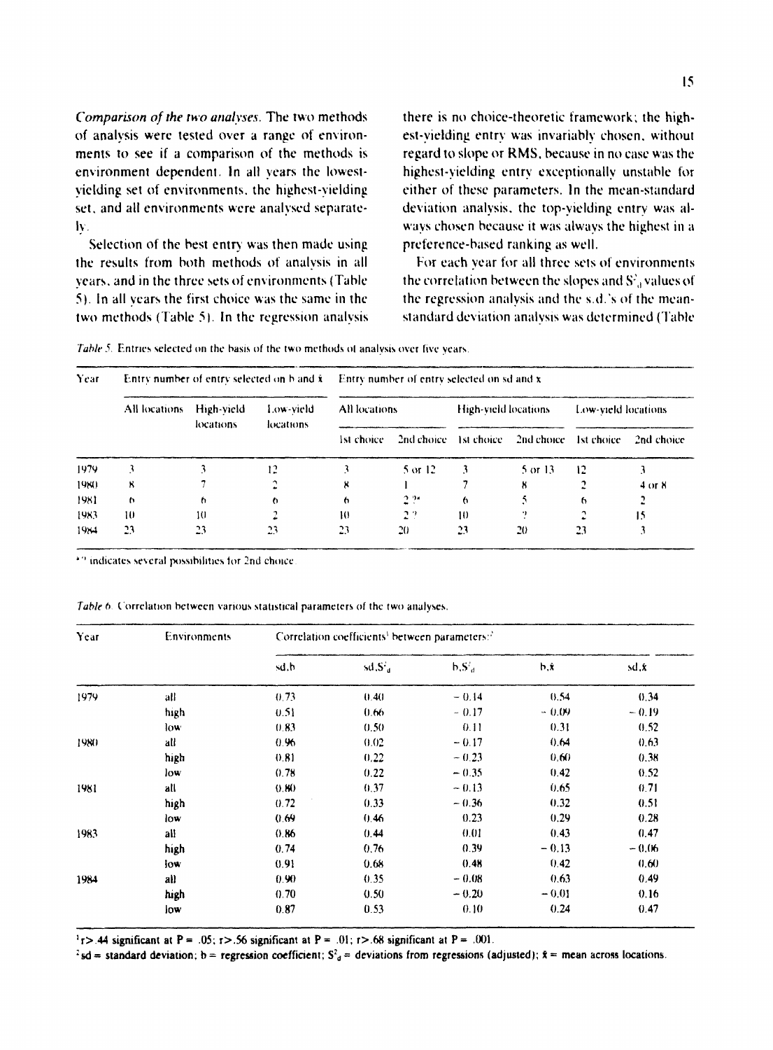*Comparison of the two analyses.* The two methods of analysis were tested over a range of environments to see if a comparison of the methods is environment dependent. In all years the lowest-yielding set of environments, the highest-yielding set, and all environments were analysed separately.

Selection of the best entry was then made using the results from both methods of analysis in all years, and in the three sets of environments (Table 5). In all years the first choice was the same in the two methods (Table 5). In the regression analysis there is no choice-theoretic framework; the highest-yielding entry was invariably chosen, without regard to slope or RMS, because in no case was the highest-yielding entry exceptionally unstable for either of these parameters. In the mean-standard deviation analysis, the top-yielding entry was always chosen because it was always the highest in a preference-based ranking as well.

For each year for all three sets of environments the correlation between the slopes and $S^2_d$ values of the regression analysis and the s.d.'s of the mean-standard deviation analysis was determined (Table

*Table 5.* Entries selected on the basis of the two methods of analysis over five years.

| Year | Entry number of entry selected on b and $\bar{x}$ | | | Entry number of entry selected on sd and x | | | | | |
|---|---|---|---|---|---|---|---|---|---|
| | All locations | High-yield locations | Low-yield locations | All locations | | High-yield locations | | Low-yield locations | |
| | | | | 1st choice | 2nd choice | 1st choice | 2nd choice | 1st choice | 2nd choice |
| 1979 | 3 | 3 | 12 | 3 | 5 or 12 | 3 | 5 or 13 | 12 | 3 |
| 1980 | 8 | 7 | 2 | 8 | 1 | 7 | 8 | 2 | 4 or 8 |
| 1981 | 6 | 6 | 6 | 6 | 2 ?* | 6 | 5 | 6 | 2 |
| 1983 | 10 | 10 | 2 | 10 | 2 ? | 10 | ? | 2 | 15 |
| 1984 | 23 | 23 | 23 | 23 | 20 | 23 | 20 | 23 | 3 |

*? indicates several possibilities for 2nd choice.

*Table 6.* Correlation between various statistical parameters of the two analyses.

| Year | Environments | Correlation coefficients[1] between parameters:[2] | | | | |
|---|---|---|---|---|---|---|
| | | sd,b | sd,$S^2_d$ | b,$S^2_d$ | b,$\bar{x}$ | sd,$\bar{x}$ |
| 1979 | all | 0.73 | 0.40 | − 0.14 | 0.54 | 0.34 |
| | high | 0.51 | 0.66 | − 0.17 | − 0.09 | − 0.19 |
| | low | 0.83 | 0.50 | 0.11 | 0.31 | 0.52 |
| 1980 | all | 0.96 | 0.02 | − 0.17 | 0.64 | 0.63 |
| | high | 0.81 | 0.22 | − 0.23 | 0.60 | 0.38 |
| | low | 0.78 | 0.22 | − 0.35 | 0.42 | 0.52 |
| 1981 | all | 0.80 | 0.37 | − 0.13 | 0.65 | 0.71 |
| | high | 0.72 | 0.33 | − 0.36 | 0.32 | 0.51 |
| | low | 0.69 | 0.46 | 0.23 | 0.29 | 0.28 |
| 1983 | all | 0.86 | 0.44 | 0.01 | 0.43 | 0.47 |
| | high | 0.74 | 0.76 | 0.39 | − 0.13 | − 0.06 |
| | low | 0.91 | 0.68 | 0.48 | 0.42 | 0.60 |
| 1984 | all | 0.90 | 0.35 | − 0.08 | 0.63 | 0.49 |
| | high | 0.70 | 0.50 | − 0.20 | − 0.01 | 0.16 |
| | low | 0.87 | 0.53 | 0.10 | 0.24 | 0.47 |

[1] $r > .44$ significant at $P = .05$; $r > .56$ significant at $P = .01$; $r > .68$ significant at $P = .001$.

[2] sd = standard deviation; b = regression coefficient; $S^2_d$ = deviations from regressions (adjusted); $\bar{x}$ = mean across locations.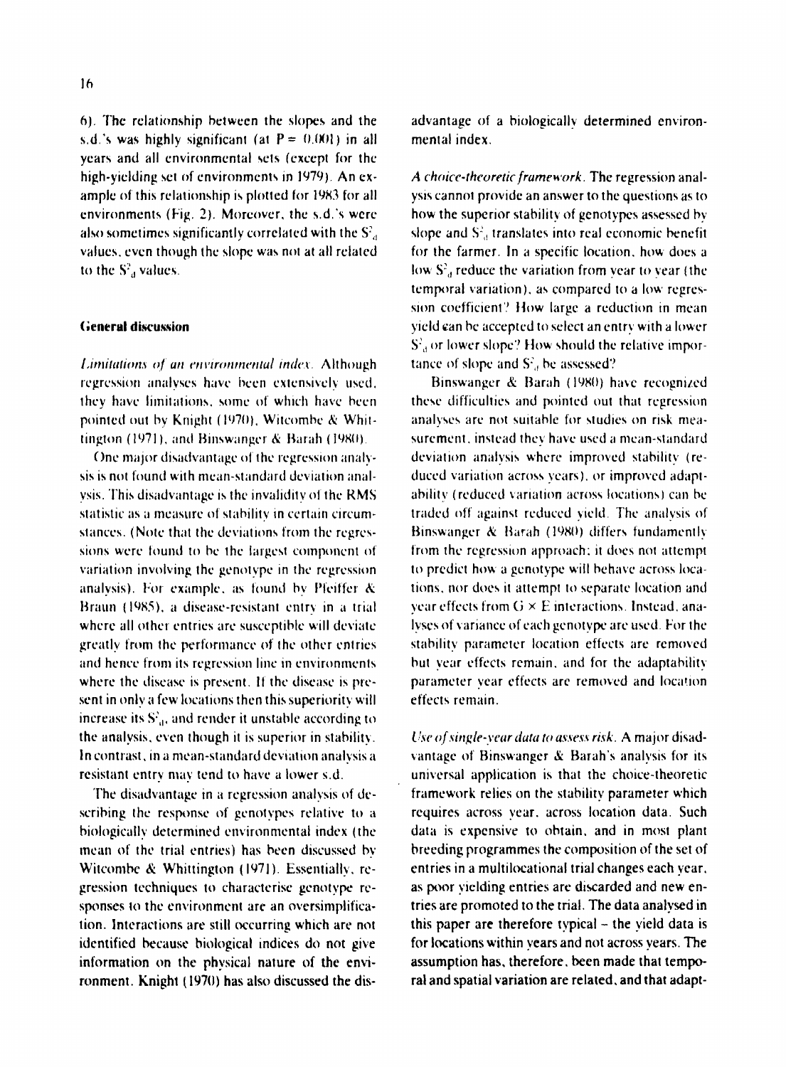6). The relationship between the slopes and the s.d.'s was highly significant (at $P = 0.001$) in all years and all environmental sets (except for the high-yielding set of environments in 1979). An example of this relationship is plotted for 1983 for all environments (Fig. 2). Moreover, the s.d.'s were also sometimes significantly correlated with the $S^2_d$ values, even though the slope was not at all related to the $S^2_d$ values.

## General discussion

*Limitations of an environmental index.* Although regression analyses have been extensively used, they have limitations, some of which have been pointed out by Knight (1970), Witcombe & Whittington (1971), and Binswanger & Barah (1980).

One major disadvantage of the regression analysis is not found with mean-standard deviation analysis. This disadvantage is the invalidity of the RMS statistic as a measure of stability in certain circumstances. (Note that the deviations from the regressions were found to be the largest component of variation involving the genotype in the regression analysis). For example, as found by Pfeiffer & Braun (1985), a disease-resistant entry in a trial where all other entries are susceptible will deviate greatly from the performance of the other entries and hence from its regression line in environments where the disease is present. If the disease is present in only a few locations then this superiority will increase its $S^2_d$, and render it unstable according to the analysis, even though it is superior in stability. In contrast, in a mean-standard deviation analysis a resistant entry may tend to have a lower s.d.

The disadvantage in a regression analysis of describing the response of genotypes relative to a biologically determined environmental index (the mean of the trial entries) has been discussed by Witcombe & Whittington (1971). Essentially, regression techniques to characterise genotype responses to the environment are an oversimplification. Interactions are still occurring which are not identified because biological indices do not give information on the physical nature of the environment. Knight (1970) has also discussed the disadvantage of a biologically determined environmental index.

*A choice-theoretic framework.* The regression analysis cannot provide an answer to the questions as to how the superior stability of genotypes assessed by slope and $S^2_d$ translates into real economic benefit for the farmer. In a specific location, how does a low $S^2_d$ reduce the variation from year to year (the temporal variation), as compared to a low regression coefficient? How large a reduction in mean yield can be accepted to select an entry with a lower $S^2_d$ or lower slope? How should the relative importance of slope and $S^2_d$ be assessed?

Binswanger & Barah (1980) have recognized these difficulties and pointed out that regression analyses are not suitable for studies on risk measurement, instead they have used a mean-standard deviation analysis where improved stability (reduced variation across years), or improved adaptability (reduced variation across locations) can be traded off against reduced yield. The analysis of Binswanger & Barah (1980) differs fundamently from the regression approach; it does not attempt to predict how a genotype will behave across locations, nor does it attempt to separate location and year effects from G × E interactions. Instead, analyses of variance of each genotype are used. For the stability parameter location effects are removed but year effects remain, and for the adaptability parameter year effects are removed and location effects remain.

*Use of single-year data to assess risk.* A major disadvantage of Binswanger & Barah's analysis for its universal application is that the choice-theoretic framework relies on the stability parameter which requires across year, across location data. Such data is expensive to obtain, and in most plant breeding programmes the composition of the set of entries in a multilocational trial changes each year, as poor yielding entries are discarded and new entries are promoted to the trial. The data analysed in this paper are therefore typical – the yield data is for locations within years and not across years. The assumption has, therefore, been made that temporal and spatial variation are related, and that adapt-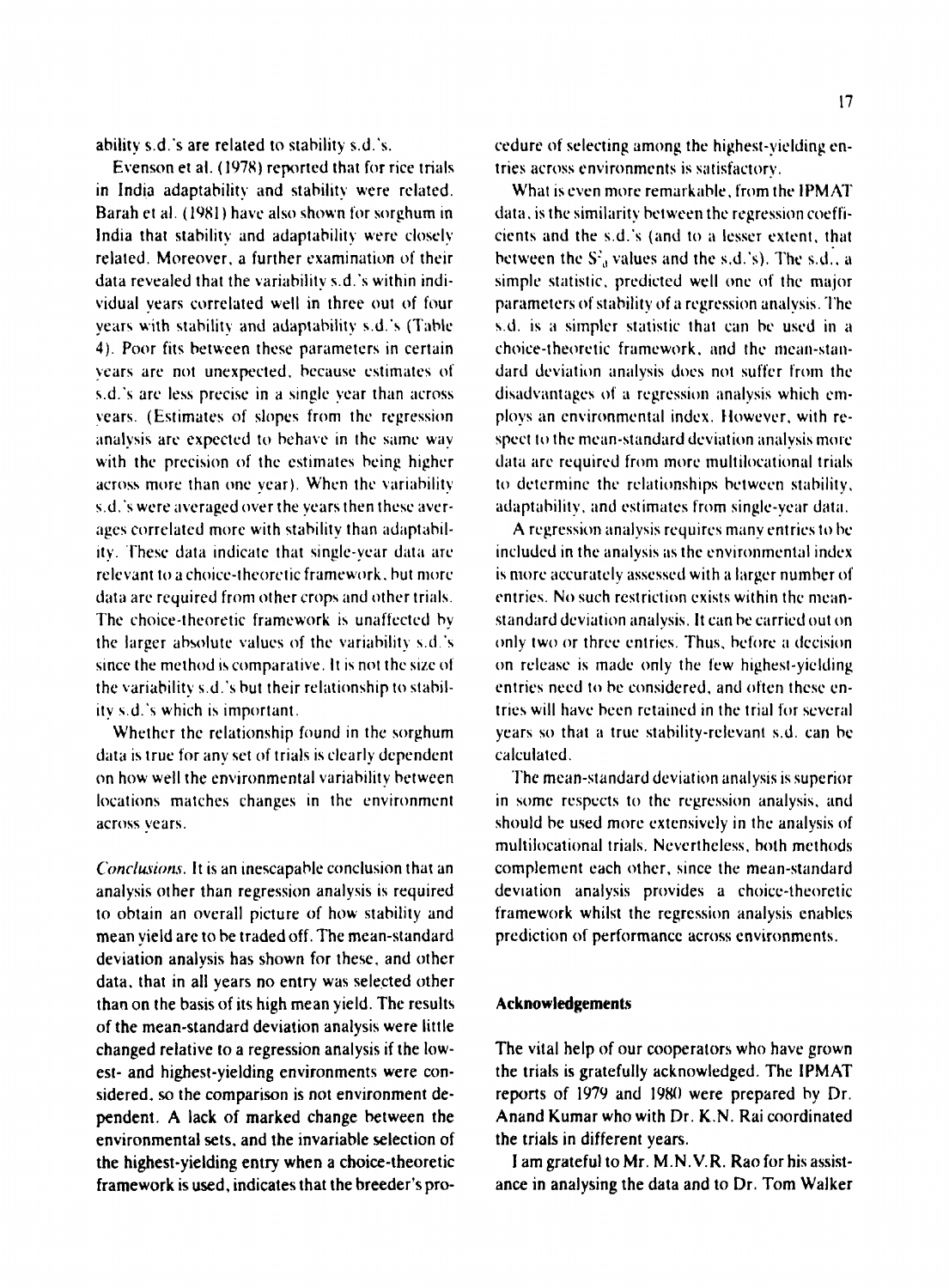ability s.d.'s are related to stability s.d.'s.

Evenson et al. (1978) reported that for rice trials in India adaptability and stability were related. Barah et al. (1981) have also shown for sorghum in India that stability and adaptability were closely related. Moreover, a further examination of their data revealed that the variability s.d.'s within individual years correlated well in three out of four years with stability and adaptability s.d.'s (Table 4). Poor fits between these parameters in certain years are not unexpected, because estimates of s.d.'s are less precise in a single year than across years. (Estimates of slopes from the regression analysis are expected to behave in the same way with the precision of the estimates being higher across more than one year). When the variability s.d.'s were averaged over the years then these averages correlated more with stability than adaptability. These data indicate that single-year data are relevant to a choice-theoretic framework, but more data are required from other crops and other trials. The choice-theoretic framework is unaffected by the larger absolute values of the variability s.d.'s since the method is comparative. It is not the size of the variability s.d.'s but their relationship to stability s.d.'s which is important.

Whether the relationship found in the sorghum data is true for any set of trials is clearly dependent on how well the environmental variability between locations matches changes in the environment across years.

*Conclusions.* It is an inescapable conclusion that an analysis other than regression analysis is required to obtain an overall picture of how stability and mean yield are to be traded off. The mean-standard deviation analysis has shown for these, and other data, that in all years no entry was selected other than on the basis of its high mean yield. The results of the mean-standard deviation analysis were little changed relative to a regression analysis if the lowest- and highest-yielding environments were considered, so the comparison is not environment dependent. A lack of marked change between the environmental sets, and the invariable selection of the highest-yielding entry when a choice-theoretic framework is used, indicates that the breeder's procedure of selecting among the highest-yielding entries across environments is satisfactory.

What is even more remarkable, from the IPMAT data, is the similarity between the regression coefficients and the s.d.'s (and to a lesser extent, that between the $S^2_d$ values and the s.d.'s). The s.d., a simple statistic, predicted well one of the major parameters of stability of a regression analysis. The s.d. is a simpler statistic that can be used in a choice-theoretic framework, and the mean-standard deviation analysis does not suffer from the disadvantages of a regression analysis which employs an environmental index. However, with respect to the mean-standard deviation analysis more data are required from more multilocational trials to determine the relationships between stability, adaptability, and estimates from single-year data.

A regression analysis requires many entries to be included in the analysis as the environmental index is more accurately assessed with a larger number of entries. No such restriction exists within the mean-standard deviation analysis. It can be carried out on only two or three entries. Thus, before a decision on release is made only the few highest-yielding entries need to be considered, and often these entries will have been retained in the trial for several years so that a true stability-relevant s.d. can be calculated.

The mean-standard deviation analysis is superior in some respects to the regression analysis, and should be used more extensively in the analysis of multilocational trials. Nevertheless, both methods complement each other, since the mean-standard deviation analysis provides a choice-theoretic framework whilst the regression analysis enables prediction of performance across environments.

## Acknowledgements

The vital help of our cooperators who have grown the trials is gratefully acknowledged. The IPMAT reports of 1979 and 1980 were prepared by Dr. Anand Kumar who with Dr. K.N. Rai coordinated the trials in different years.

I am grateful to Mr. M.N.V.R. Rao for his assistance in analysing the data and to Dr. Tom Walker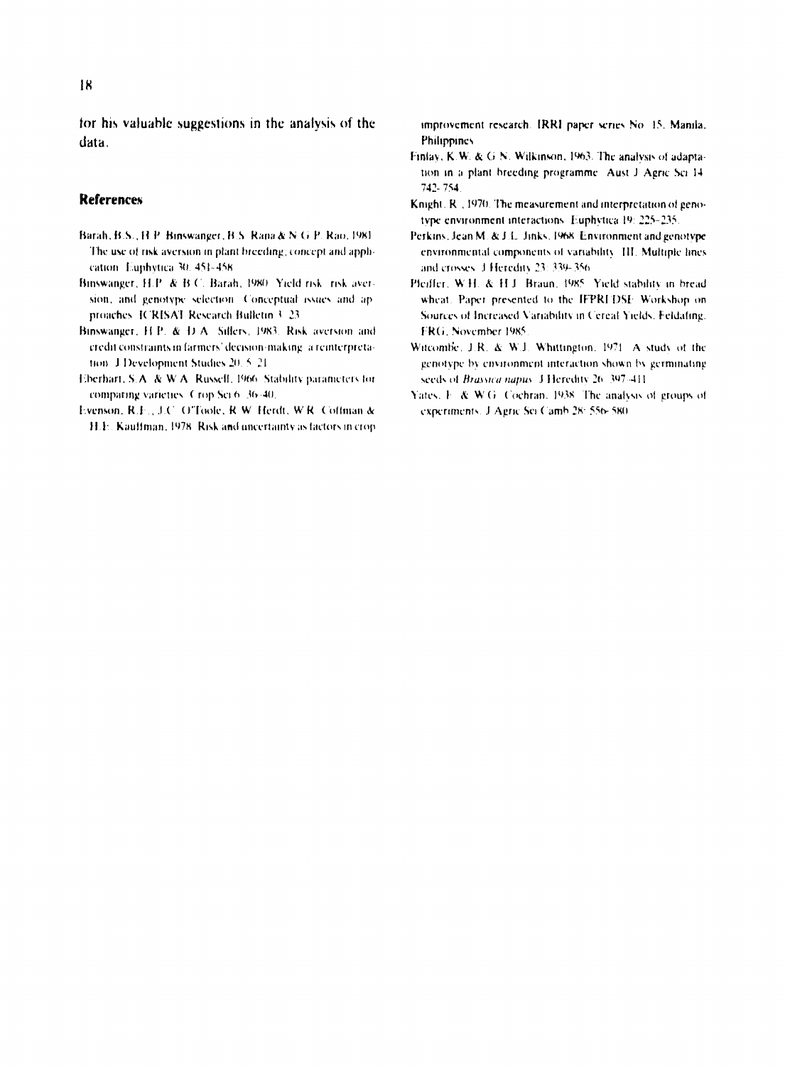for his valuable suggestions in the analysis of the data.

## References

Barah, B.S., H.P. Binswanger, B.S. Rana & N.G.P. Rao, 1981. The use of risk aversion in plant breeding; concept and application. Euphytica 30: 451–458.

Binswanger, H.P. & B.C. Barah, 1980. Yield risk, risk aversion, and genotype selection. Conceptual issues and approaches. ICRISAT Research Bulletin 3: 23.

Binswanger, H.P. & D.A. Sillers, 1983. Risk aversion and credit constraints in farmers' decision-making: a reinterpretation. J Development Studies 20: 5–21.

Eberhart, S.A. & W.A. Russell, 1966. Stability parameters for comparing varieties. Crop Sci 6: 36–40.

Evenson, R.E., J.C. O'Toole, R.W. Herdt, W.R. Coffman & H.E. Kauffman, 1978. Risk and uncertainty as factors in crop improvement research. IRRI paper series No. 15. Manila, Philippines.

Finlay, K.W. & G.N. Wilkinson, 1963. The analysis of adaptation in a plant breeding programme. Aust J Agric Sci 14: 742–754.

Knight, R., 1970. The measurement and interpretation of genotype environment interactions. Euphytica 19: 225–235.

Perkins, Jean M. & J.L. Jinks, 1968. Environment and genotype environmental components of variability. III. Multiple lines and crosses. J Heredity 23: 339–356.

Pfeiffer, W.H. & H.J. Braun, 1985. Yield stability in bread wheat. Paper presented to the IFPRI DSE Workshop on Sources of Increased Variability in Cereal Yields. Feldafing, FRG, November 1985.

Witcombe, J.R. & W.J. Whittington, 1971. A study of the genotype by environment interaction shown by germinating seeds of *Brassica napus*. J Heredity 26: 397–411.

Yates, F. & W.G. Cochran, 1938. The analysis of groups of experiments. J Agric Sci Camb 28: 556–580.